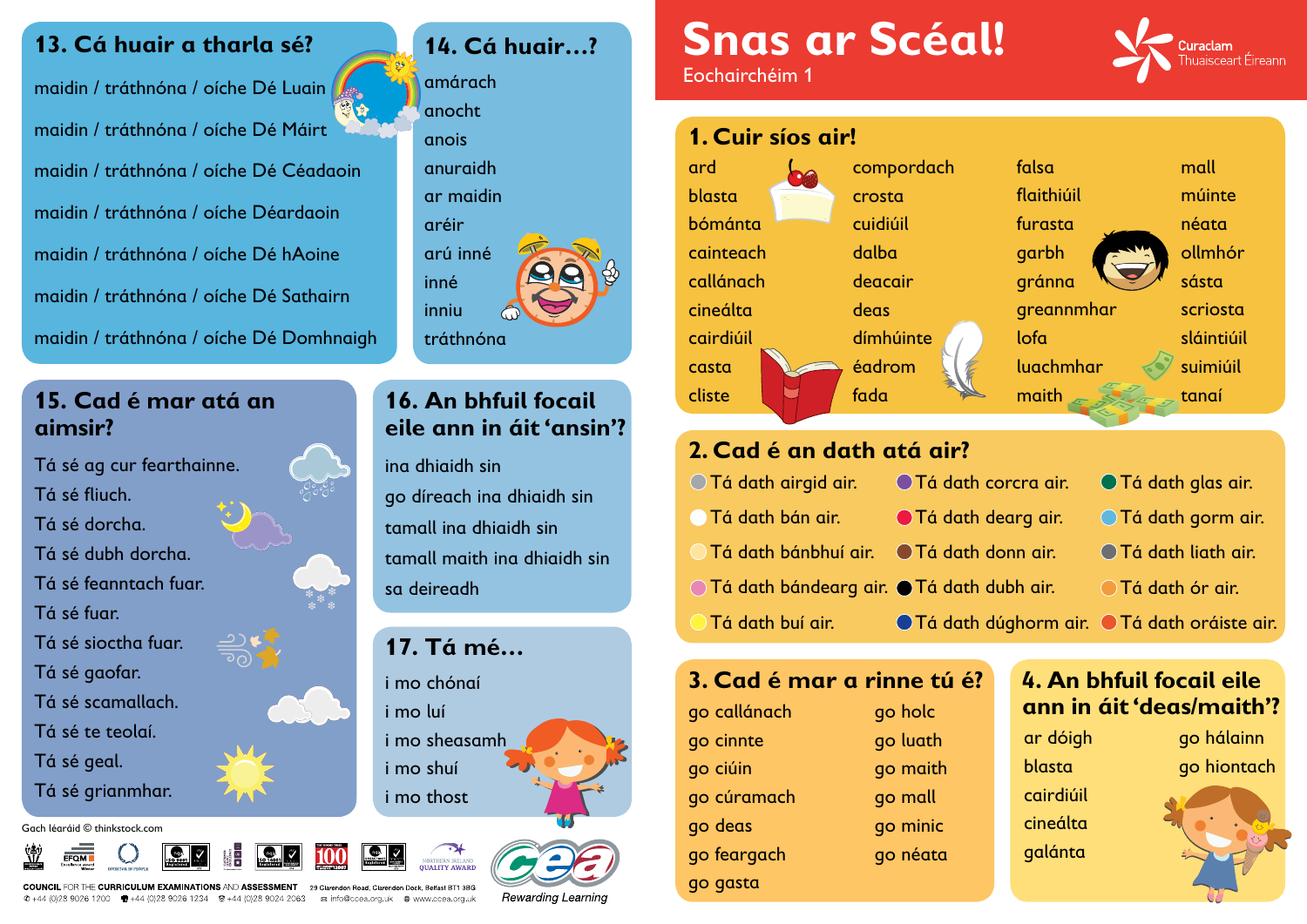# Snas ar Scéal!

Eochairchéim 1

Curaclam Thuaisceart Éireann

## 1. Cuir síos air!

ard
blasta
bómánta
cainteach
callánach
cineálta
cairdiúil
casta
cliste
compordach
crosta
cuidiúil
dalba
deacair
deas
dímhúinte
éadrom
fada
falsa
flaithiúil
furasta
garbh
gránna
greannmhar
lofa
luachmhar
maith
mall
múinte
néata
ollmhór
sásta
scriosta
sláintiúil
suimiúil
tanaí

## 2. Cad é an dath atá air?

- Tá dath airgid air.
- Tá dath bán air.
- Tá dath bánbhuí air.
- Tá dath bándearg air.
- Tá dath buí air.
- Tá dath corcra air.
- Tá dath dearg air.
- Tá dath donn air.
- Tá dath dubh air.
- Tá dath dúghorm air.
- Tá dath glas air.
- Tá dath gorm air.
- Tá dath liath air.
- Tá dath ór air.
- Tá dath oráiste air.

## 3. Cad é mar a rinne tú é?

go callánach
go cinnte
go ciúin
go cúramach
go deas
go feargach
go gasta
go holc
go luath
go maith
go mall
go minic
go néata

## 4. An bhfuil focail eile ann in áit 'deas/maith'?

ar dóigh
blasta
cairdiúil
cineálta
galánta
go hálainn
go hiontach

## 13. Cá huair a tharla sé?

maidin / tráthnóna / oíche Dé Luain
maidin / tráthnóna / oíche Dé Máirt
maidin / tráthnóna / oíche Dé Céadaoin
maidin / tráthnóna / oíche Déardaoin
maidin / tráthnóna / oíche Dé hAoine
maidin / tráthnóna / oíche Dé Sathairn
maidin / tráthnóna / oíche Dé Domhnaigh

## 14. Cá huair...?

amárach
anocht
anois
anuraidh
ar maidin
aréir
arú inné
inné
inniu
tráthnóna

## 15. Cad é mar atá an aimsir?

Tá sé ag cur fearthainne.
Tá sé fliuch.
Tá sé dorcha.
Tá sé dubh dorcha.
Tá sé feanntach fuar.
Tá sé fuar.
Tá sé sioctha fuar.
Tá sé gaofar.
Tá sé scamallach.
Tá sé te teolaí.
Tá sé geal.
Tá sé grianmhar.

## 16. An bhfuil focail eile ann in áit 'ansin'?

ina dhiaidh sin
go díreach ina dhiaidh sin
tamall ina dhiaidh sin
tamall maith ina dhiaidh sin
sa deireadh

## 17. Tá mé...

i mo chónaí
i mo luí
i mo sheasamh
i mo shuí
i mo thost

Gach léaráid © thinkstock.com

COUNCIL FOR THE CURRICULUM EXAMINATIONS AND ASSESSMENT 29 Clarendon Road, Clarendon Dock, Belfast BT1 3BG
+44 (0)28 9026 1200 +44 (0)28 9026 1234 +44 (0)28 9024 2063 info@ccea.org.uk www.ccea.org.uk

Rewarding Learning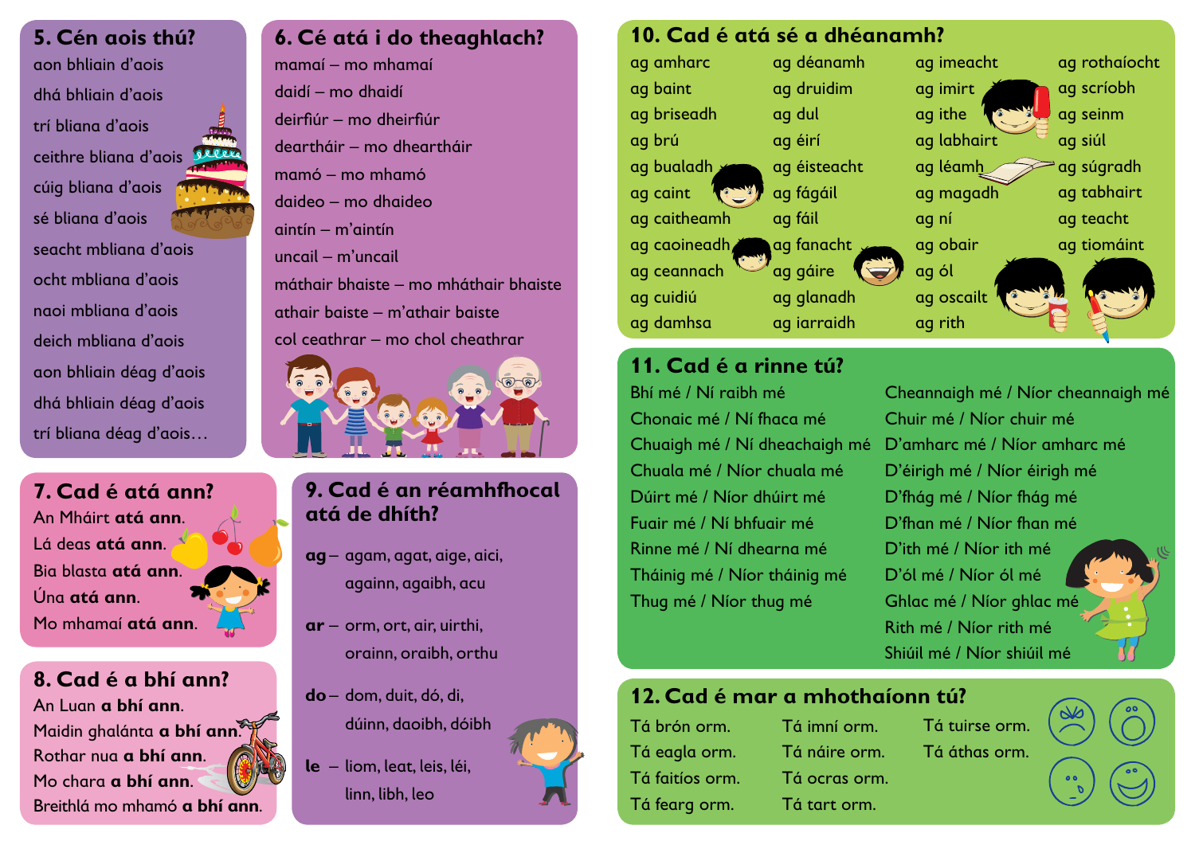## 5. Cén aois thú?

aon bhliain d'aois
dhá bhliain d'aois
trí bliana d'aois
ceithre bliana d'aois
cúig bliana d'aois
sé bliana d'aois
seacht mbliana d'aois
ocht mbliana d'aois
naoi mbliana d'aois
deich mbliana d'aois
aon bhliain déag d'aois
dhá bhliain déag d'aois
trí bliana déag d'aois…

## 6. Cé atá i do theaghlach?

mamaí – mo mhamaí
daidí – mo dhaidí
deirfiúr – mo dheirfiúr
deartháir – mo dheartháir
mamó – mo mhamó
daideo – mo dhaideo
aintín – m'aintín
uncail – m'uncail
máthair bhaiste – mo mháthair bhaiste
athair baiste – m'athair baiste
col ceathrar – mo chol cheathrar

## 7. Cad é atá ann?

An Mháirt **atá ann**.
Lá deas **atá ann**.
Bia blasta **atá ann**.
Úna **atá ann**.
Mo mhamaí **atá ann**.

## 8. Cad é a bhí ann?

An Luan **a bhí ann**.
Maidin ghalánta **a bhí ann**.
Rothar nua **a bhí ann**.
Mo chara **a bhí ann**.
Breithlá mo mhamó **a bhí ann**.

## 9. Cad é an réamhfhocal atá de dhíth?

**ag** – agam, agat, aige, aici, againn, agaibh, acu

**ar** – orm, ort, air, uirthi, orainn, oraibh, orthu

**do** – dom, duit, dó, di, dúinn, daoibh, dóibh

**le** – liom, leat, leis, léi, linn, libh, leo

## 10. Cad é atá sé a dhéanamh?

ag amharc
ag baint
ag briseadh
ag brú
ag bualadh
ag caint
ag caitheamh
ag caoineadh
ag ceannach
ag cuidiú
ag damhsa
ag déanamh
ag druidim
ag dul
ag éirí
ag éisteacht
ag fágáil
ag fáil
ag fanacht
ag gáire
ag glanadh
ag iarraidh
ag imeacht
ag imirt
ag ithe
ag labhairt
ag léamh
ag magadh
ag ní
ag obair
ag ól
ag oscailt
ag rith
ag rothaíocht
ag scríobh
ag seinm
ag siúl
ag súgradh
ag tabhairt
ag teacht
ag tiomáint

## 11. Cad é a rinne tú?

Bhí mé / Ní raibh mé
Chonaic mé / Ní fhaca mé
Chuaigh mé / Ní dheachaigh mé
Chuala mé / Níor chuala mé
Dúirt mé / Níor dhúirt mé
Fuair mé / Ní bhfuair mé
Rinne mé / Ní dhearna mé
Tháinig mé / Níor tháinig mé
Thug mé / Níor thug mé
Cheannaigh mé / Níor cheannaigh mé
Chuir mé / Níor chuir mé
D'amharc mé / Níor amharc mé
D'éirigh mé / Níor éirigh mé
D'fhág mé / Níor fhág mé
D'fhan mé / Níor fhan mé
D'ith mé / Níor ith mé
D'ól mé / Níor ól mé
Ghlac mé / Níor ghlac mé
Rith mé / Níor rith mé
Shiúil mé / Níor shiúil mé

## 12. Cad é mar a mhothaíonn tú?

Tá brón orm.
Tá eagla orm.
Tá faitíos orm.
Tá fearg orm.
Tá imní orm.
Tá náire orm.
Tá ocras orm.
Tá tart orm.
Tá tuirse orm.
Tá áthas orm.